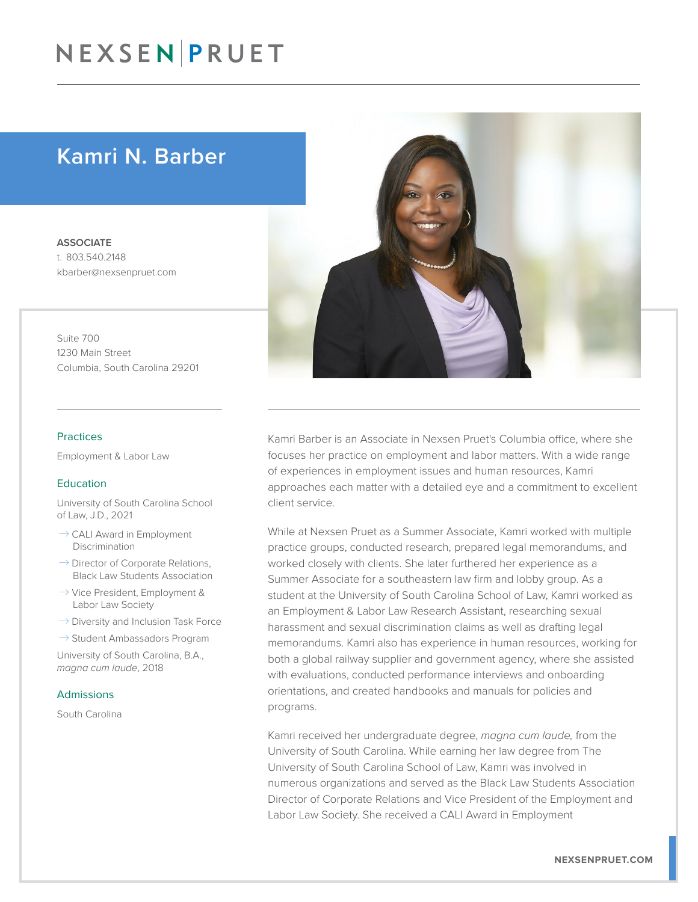# NEXSEN | PRUET

## Kamri N. Barber

**ASSOCIATE**
t. 803.540.2148
kbarber@nexsenpruet.com

Suite 700
1230 Main Street
Columbia, South Carolina 29201

### Practices

Employment & Labor Law

### Education

University of South Carolina School of Law, J.D., 2021

- CALI Award in Employment Discrimination
- Director of Corporate Relations, Black Law Students Association
- Vice President, Employment & Labor Law Society
- Diversity and Inclusion Task Force
- Student Ambassadors Program

University of South Carolina, B.A., *magna cum laude*, 2018

### Admissions

South Carolina

Kamri Barber is an Associate in Nexsen Pruet's Columbia office, where she focuses her practice on employment and labor matters. With a wide range of experiences in employment issues and human resources, Kamri approaches each matter with a detailed eye and a commitment to excellent client service.

While at Nexsen Pruet as a Summer Associate, Kamri worked with multiple practice groups, conducted research, prepared legal memorandums, and worked closely with clients. She later furthered her experience as a Summer Associate for a southeastern law firm and lobby group. As a student at the University of South Carolina School of Law, Kamri worked as an Employment & Labor Law Research Assistant, researching sexual harassment and sexual discrimination claims as well as drafting legal memorandums. Kamri also has experience in human resources, working for both a global railway supplier and government agency, where she assisted with evaluations, conducted performance interviews and onboarding orientations, and created handbooks and manuals for policies and programs.

Kamri received her undergraduate degree, *magna cum laude,* from the University of South Carolina. While earning her law degree from The University of South Carolina School of Law, Kamri was involved in numerous organizations and served as the Black Law Students Association Director of Corporate Relations and Vice President of the Employment and Labor Law Society. She received a CALI Award in Employment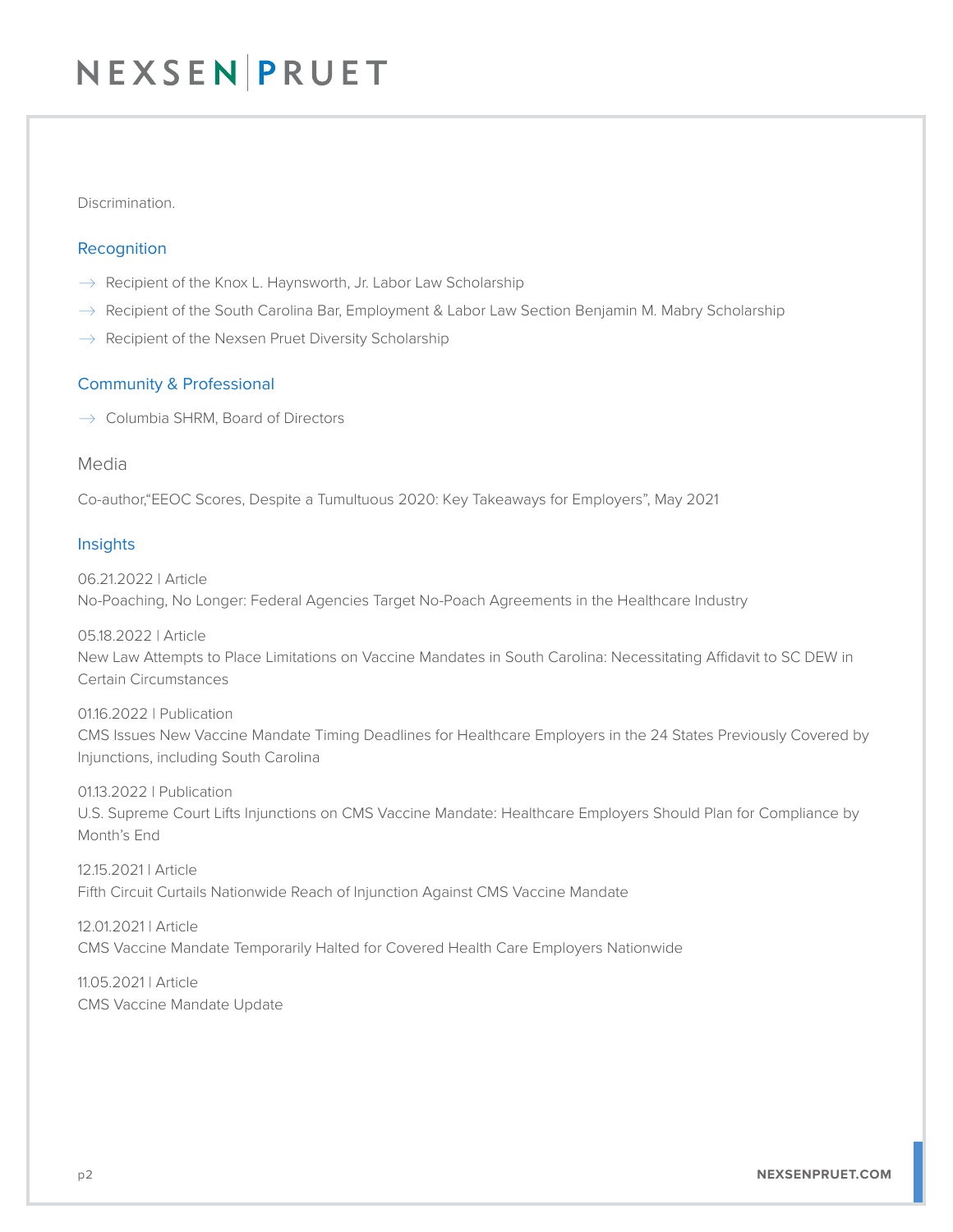Discrimination.

## Recognition

- Recipient of the Knox L. Haynsworth, Jr. Labor Law Scholarship
- Recipient of the South Carolina Bar, Employment & Labor Law Section Benjamin M. Mabry Scholarship
- Recipient of the Nexsen Pruet Diversity Scholarship

## Community & Professional

- Columbia SHRM, Board of Directors

## Media

Co-author,"EEOC Scores, Despite a Tumultuous 2020: Key Takeaways for Employers", May 2021

## Insights

06.21.2022 | Article
No-Poaching, No Longer: Federal Agencies Target No-Poach Agreements in the Healthcare Industry

05.18.2022 | Article
New Law Attempts to Place Limitations on Vaccine Mandates in South Carolina: Necessitating Affidavit to SC DEW in Certain Circumstances

01.16.2022 | Publication
CMS Issues New Vaccine Mandate Timing Deadlines for Healthcare Employers in the 24 States Previously Covered by Injunctions, including South Carolina

01.13.2022 | Publication
U.S. Supreme Court Lifts Injunctions on CMS Vaccine Mandate: Healthcare Employers Should Plan for Compliance by Month's End

12.15.2021 | Article
Fifth Circuit Curtails Nationwide Reach of Injunction Against CMS Vaccine Mandate

12.01.2021 | Article
CMS Vaccine Mandate Temporarily Halted for Covered Health Care Employers Nationwide

11.05.2021 | Article
CMS Vaccine Mandate Update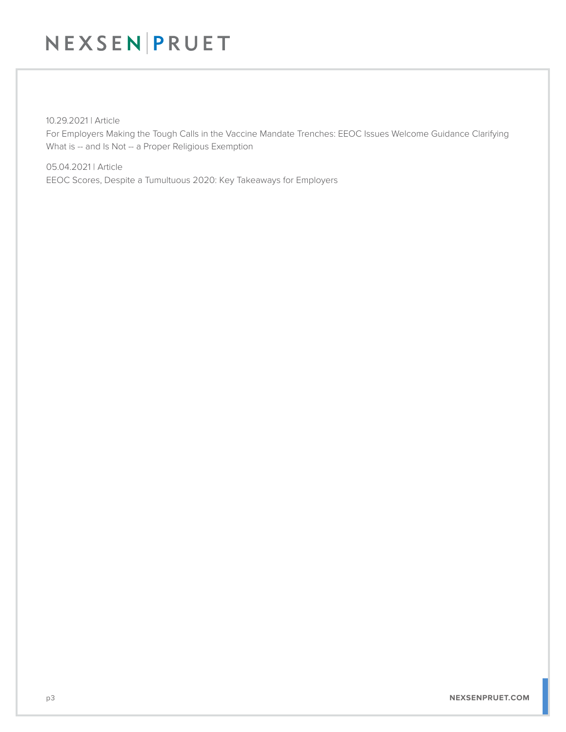10.29.2021 | Article

For Employers Making the Tough Calls in the Vaccine Mandate Trenches: EEOC Issues Welcome Guidance Clarifying What is -- and Is Not -- a Proper Religious Exemption

05.04.2021 | Article

EEOC Scores, Despite a Tumultuous 2020: Key Takeaways for Employers